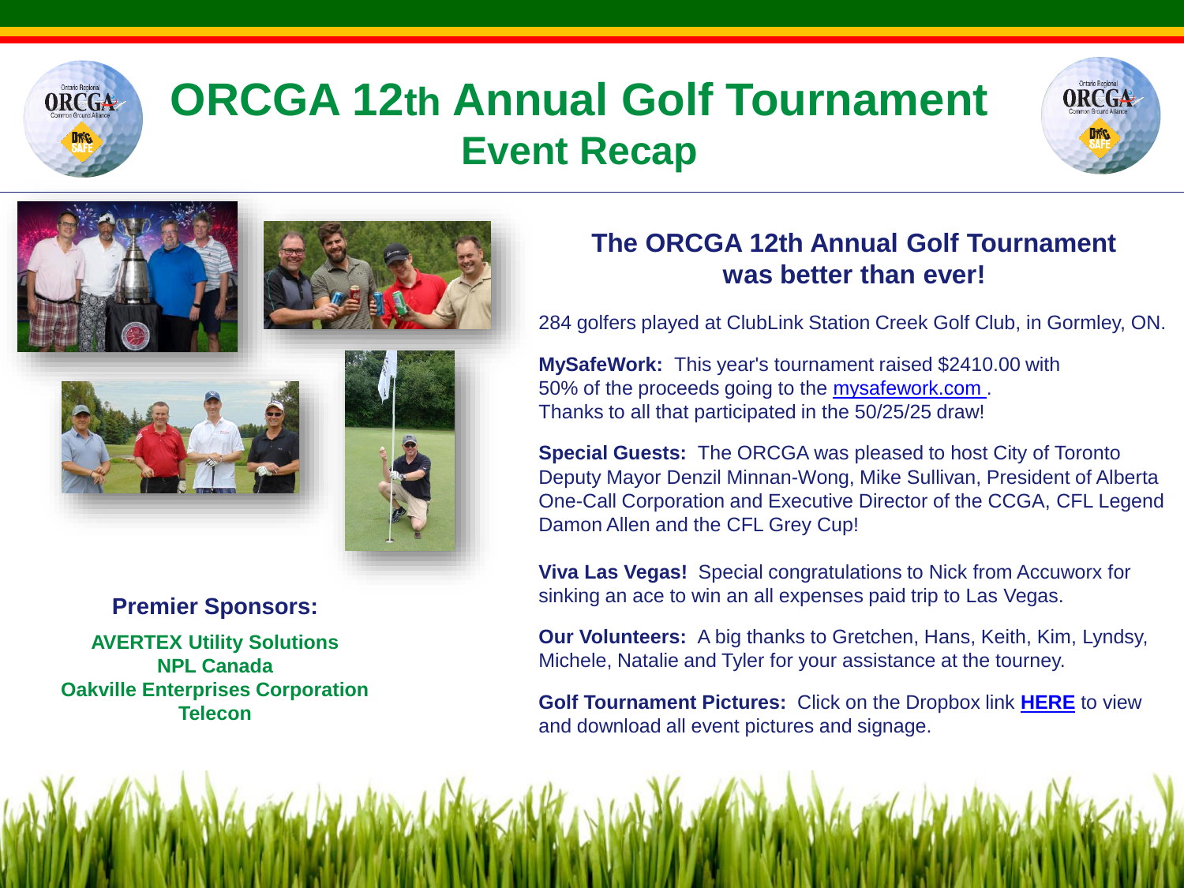# ORCGA 12th Annual Golf Tournament
## Event Recap

### The ORCGA 12th Annual Golf Tournament was better than ever!

284 golfers played at ClubLink Station Creek Golf Club, in Gormley, ON.

**MySafeWork:** This year's tournament raised $2410.00 with 50% of the proceeds going to the mysafework.com . Thanks to all that participated in the 50/25/25 draw!

**Special Guests:** The ORCGA was pleased to host City of Toronto Deputy Mayor Denzil Minnan-Wong, Mike Sullivan, President of Alberta One-Call Corporation and Executive Director of the CCGA, CFL Legend Damon Allen and the CFL Grey Cup!

**Viva Las Vegas!** Special congratulations to Nick from Accuworx for sinking an ace to win an all expenses paid trip to Las Vegas.

**Our Volunteers:** A big thanks to Gretchen, Hans, Keith, Kim, Lyndsy, Michele, Natalie and Tyler for your assistance at the tourney.

**Golf Tournament Pictures:** Click on the Dropbox link **HERE** to view and download all event pictures and signage.

### Premier Sponsors:

**AVERTEX Utility Solutions**
**NPL Canada**
**Oakville Enterprises Corporation**
**Telecon**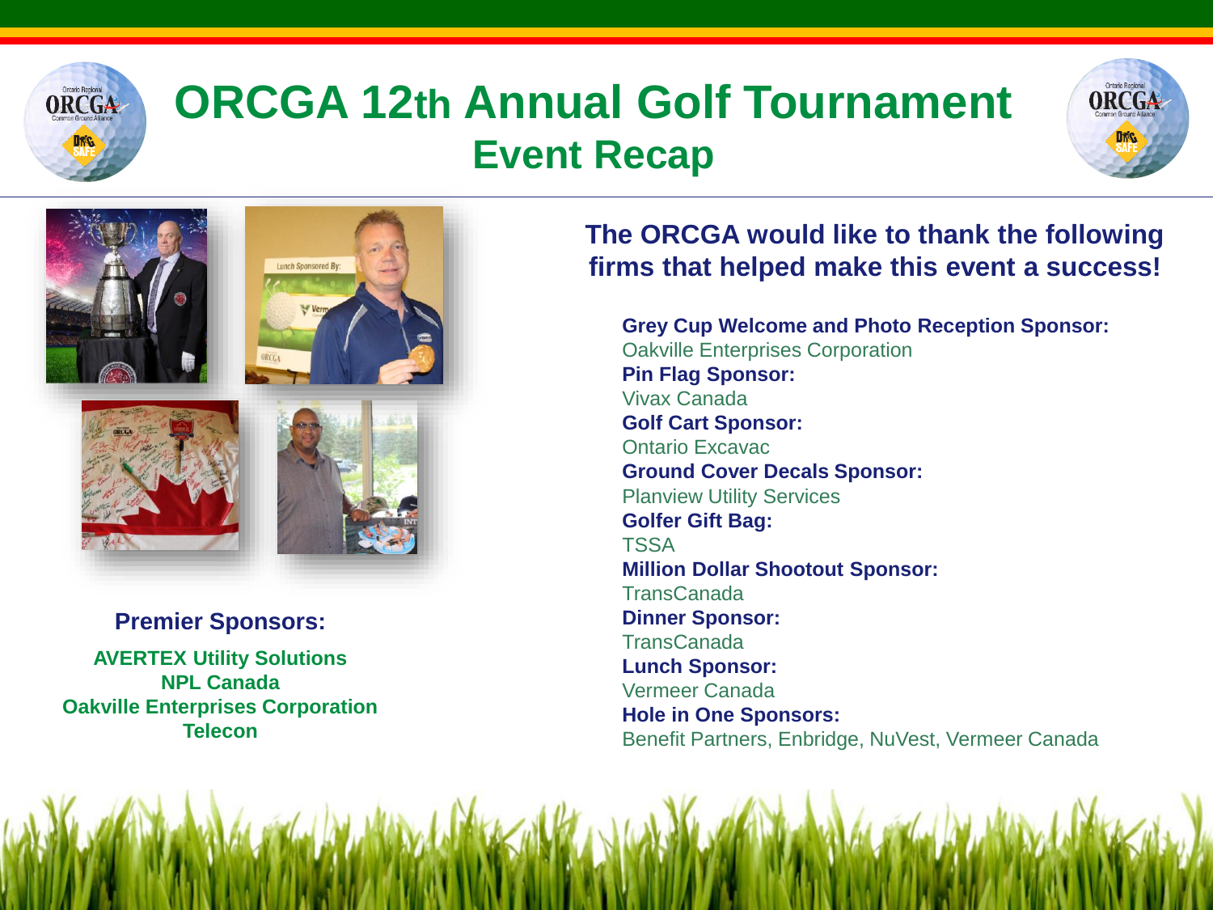# ORCGA 12th Annual Golf Tournament

## Event Recap

**Premier Sponsors:**

**AVERTEX Utility Solutions**
**NPL Canada**
**Oakville Enterprises Corporation**
**Telecon**

### The ORCGA would like to thank the following firms that helped make this event a success!

**Grey Cup Welcome and Photo Reception Sponsor:**
Oakville Enterprises Corporation

**Pin Flag Sponsor:**
Vivax Canada

**Golf Cart Sponsor:**
Ontario Excavac

**Ground Cover Decals Sponsor:**
Planview Utility Services

**Golfer Gift Bag:**
TSSA

**Million Dollar Shootout Sponsor:**
TransCanada

**Dinner Sponsor:**
TransCanada

**Lunch Sponsor:**
Vermeer Canada

**Hole in One Sponsors:**
Benefit Partners, Enbridge, NuVest, Vermeer Canada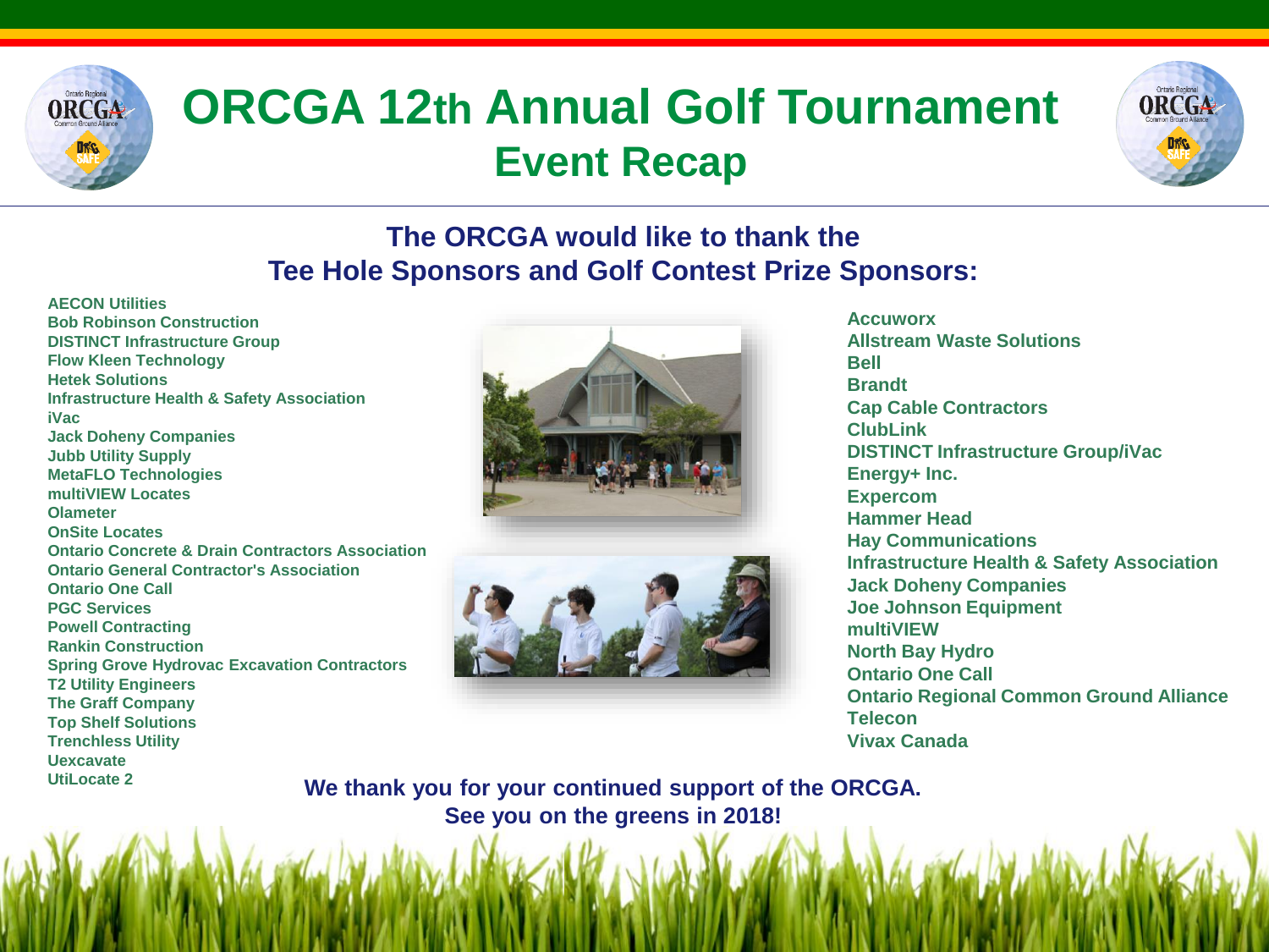# ORCGA 12th Annual Golf Tournament

## Event Recap

### The ORCGA would like to thank the Tee Hole Sponsors and Golf Contest Prize Sponsors:

**AECON Utilities**
**Bob Robinson Construction**
**DISTINCT Infrastructure Group**
**Flow Kleen Technology**
**Hetek Solutions**
**Infrastructure Health & Safety Association**
**iVac**
**Jack Doheny Companies**
**Jubb Utility Supply**
**MetaFLO Technologies**
**multiVIEW Locates**
**Olameter**
**OnSite Locates**
**Ontario Concrete & Drain Contractors Association**
**Ontario General Contractor's Association**
**Ontario One Call**
**PGC Services**
**Powell Contracting**
**Rankin Construction**
**Spring Grove Hydrovac Excavation Contractors**
**T2 Utility Engineers**
**The Graff Company**
**Top Shelf Solutions**
**Trenchless Utility**
**Uexcavate**
**UtiLocate 2**

**Accuworx**
**Allstream Waste Solutions**
**Bell**
**Brandt**
**Cap Cable Contractors**
**ClubLink**
**DISTINCT Infrastructure Group/iVac**
**Energy+ Inc.**
**Expercom**
**Hammer Head**
**Hay Communications**
**Infrastructure Health & Safety Association**
**Jack Doheny Companies**
**Joe Johnson Equipment**
**multiVIEW**
**North Bay Hydro**
**Ontario One Call**
**Ontario Regional Common Ground Alliance**
**Telecon**
**Vivax Canada**

**We thank you for your continued support of the ORCGA.**
**See you on the greens in 2018!**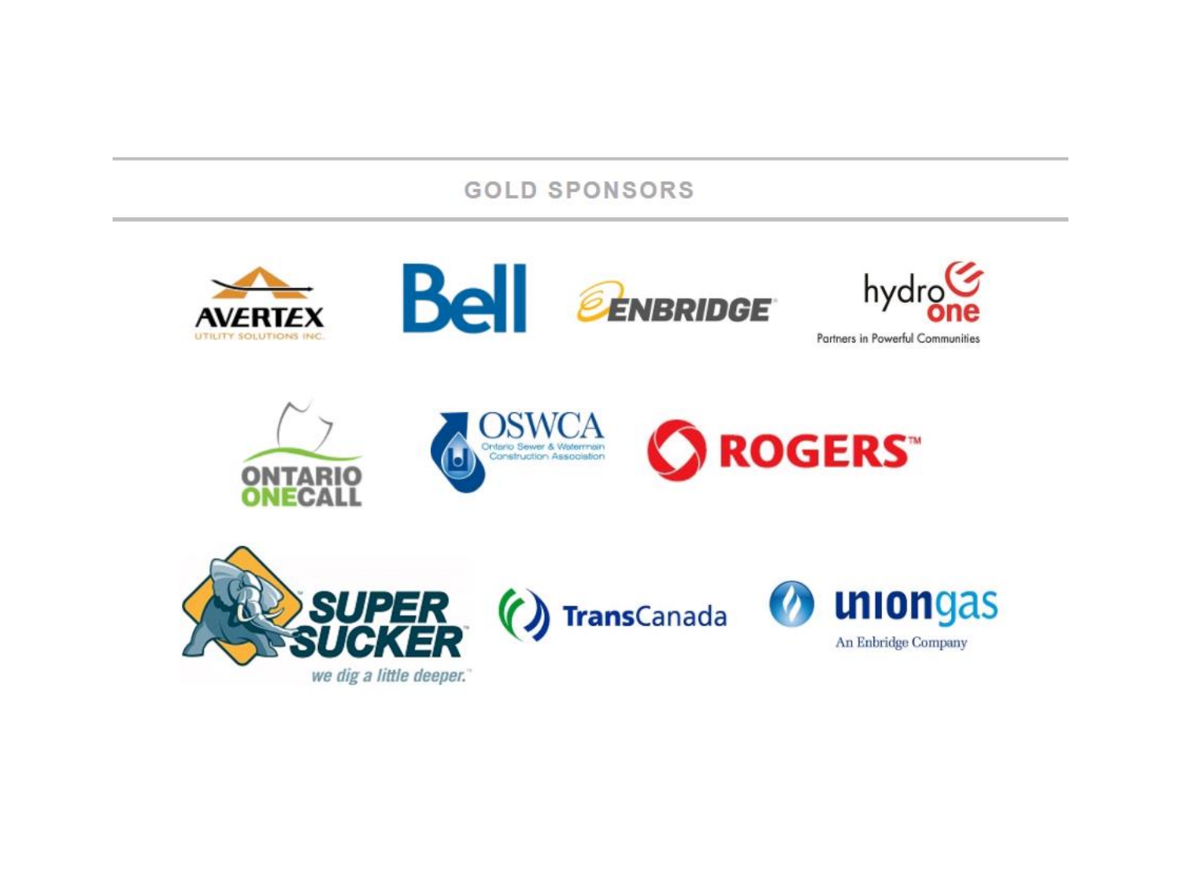## GOLD SPONSORS

AVERTEX UTILITY SOLUTIONS INC.

Bell

ENBRIDGE

hydro one — Partners in Powerful Communities

ONTARIO ONECALL

OSWCA — Ontario Sewer & Watermain Construction Association

ROGERS™

SUPER SUCKER™ — we dig a little deeper.™

TransCanada

uniongas — An Enbridge Company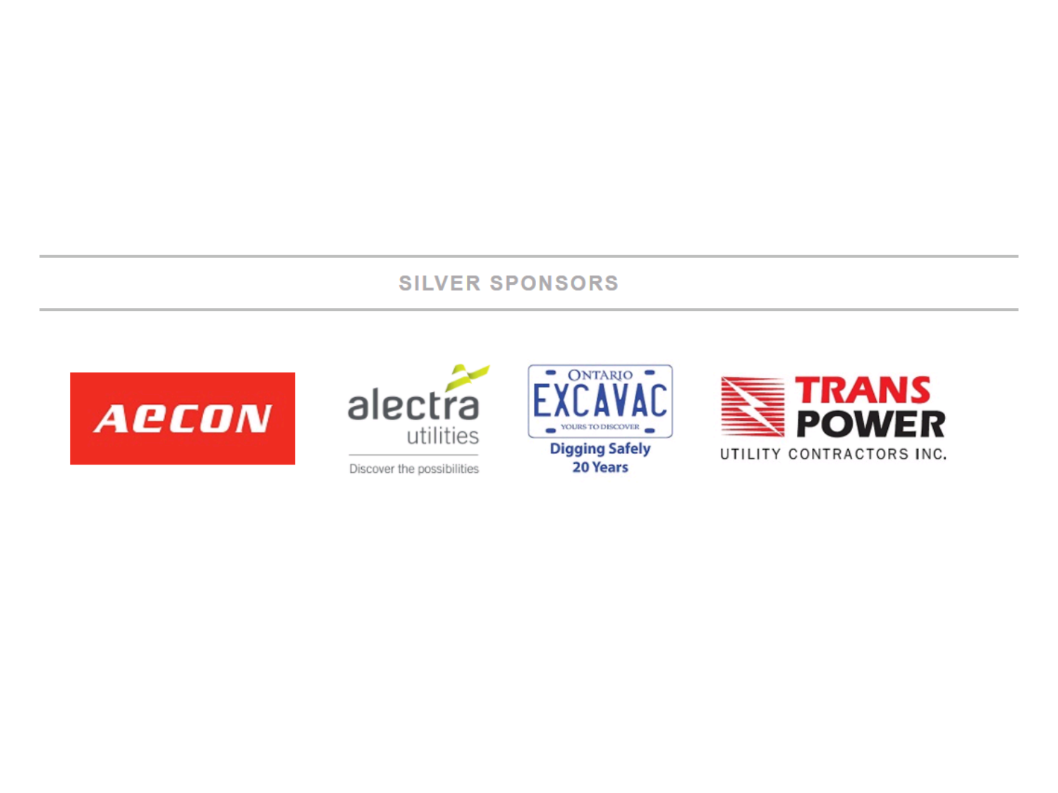## SILVER SPONSORS

AECON

alectra utilities
Discover the possibilities

ONTARIO EXCAVAC
YOURS TO DISCOVER
Digging Safely
20 Years

TRANS POWER
UTILITY CONTRACTORS INC.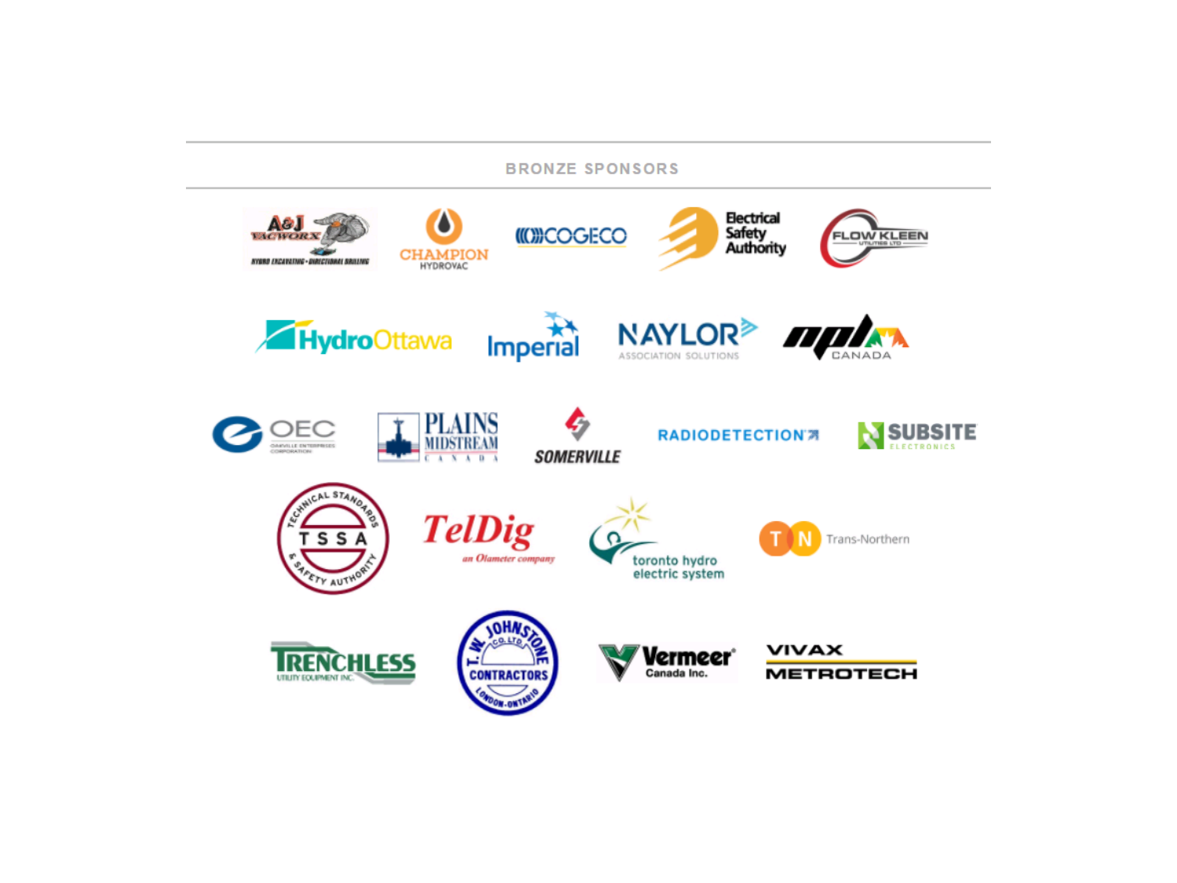## BRONZE SPONSORS

A&J Vacworx — Hydro Excavating • Directional Drilling

Champion Hydrovac

Cogeco

Electrical Safety Authority

Flow Kleen Utilities Ltd

Hydro Ottawa

Imperial

Naylor Association Solutions

NPL Canada

OEC Oakville Enterprises Corporation

Plains Midstream Canada

Somerville

Radiodetection

Subsite Electronics

TSSA Technical Standards & Safety Authority

TelDig an Olameter company

toronto hydro electric system

TN Trans-Northern

Trenchless Utility Equipment Inc.

T. W. Johnstone Co. Ltd. Contractors London-Ontario

Vermeer Canada Inc.

Vivax Metrotech